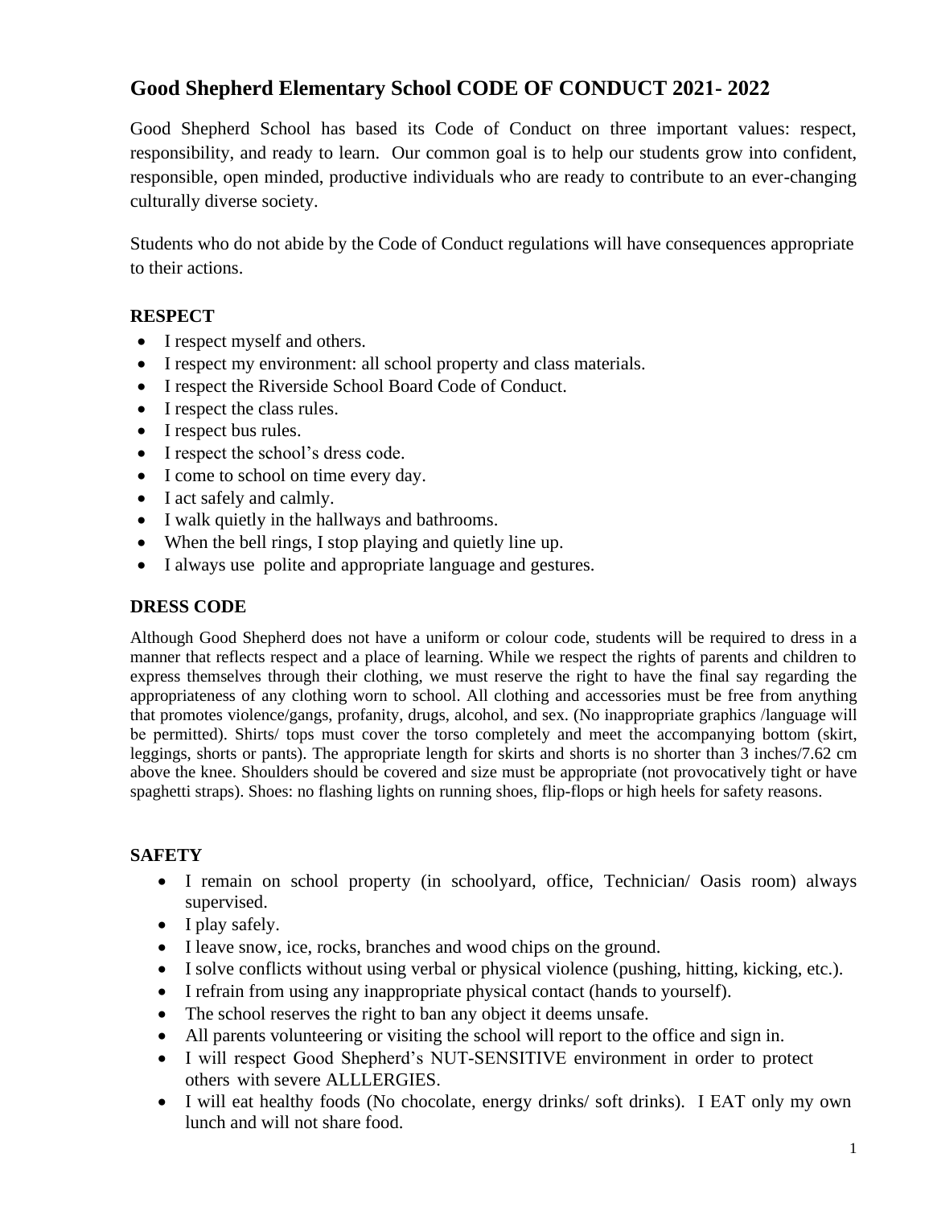# Good Shepherd Elementary School CODE OF CONDUCT 2021- 2022

Good Shepherd School has based its Code of Conduct on three important values: respect, responsibility, and ready to learn. Our common goal is to help our students grow into confident, responsible, open minded, productive individuals who are ready to contribute to an ever-changing culturally diverse society.

Students who do not abide by the Code of Conduct regulations will have consequences appropriate to their actions.

## RESPECT

- I respect myself and others.
- I respect my environment: all school property and class materials.
- I respect the Riverside School Board Code of Conduct.
- I respect the class rules.
- I respect bus rules.
- I respect the school's dress code.
- I come to school on time every day.
- I act safely and calmly.
- I walk quietly in the hallways and bathrooms.
- When the bell rings, I stop playing and quietly line up.
- I always use polite and appropriate language and gestures.

## DRESS CODE

Although Good Shepherd does not have a uniform or colour code, students will be required to dress in a manner that reflects respect and a place of learning. While we respect the rights of parents and children to express themselves through their clothing, we must reserve the right to have the final say regarding the appropriateness of any clothing worn to school. All clothing and accessories must be free from anything that promotes violence/gangs, profanity, drugs, alcohol, and sex. (No inappropriate graphics /language will be permitted). Shirts/ tops must cover the torso completely and meet the accompanying bottom (skirt, leggings, shorts or pants). The appropriate length for skirts and shorts is no shorter than 3 inches/7.62 cm above the knee. Shoulders should be covered and size must be appropriate (not provocatively tight or have spaghetti straps). Shoes: no flashing lights on running shoes, flip-flops or high heels for safety reasons.

## SAFETY

- I remain on school property (in schoolyard, office, Technician/ Oasis room) always supervised.
- I play safely.
- I leave snow, ice, rocks, branches and wood chips on the ground.
- I solve conflicts without using verbal or physical violence (pushing, hitting, kicking, etc.).
- I refrain from using any inappropriate physical contact (hands to yourself).
- The school reserves the right to ban any object it deems unsafe.
- All parents volunteering or visiting the school will report to the office and sign in.
- I will respect Good Shepherd's NUT-SENSITIVE environment in order to protect others with severe ALLLERGIES.
- I will eat healthy foods (No chocolate, energy drinks/ soft drinks). I EAT only my own lunch and will not share food.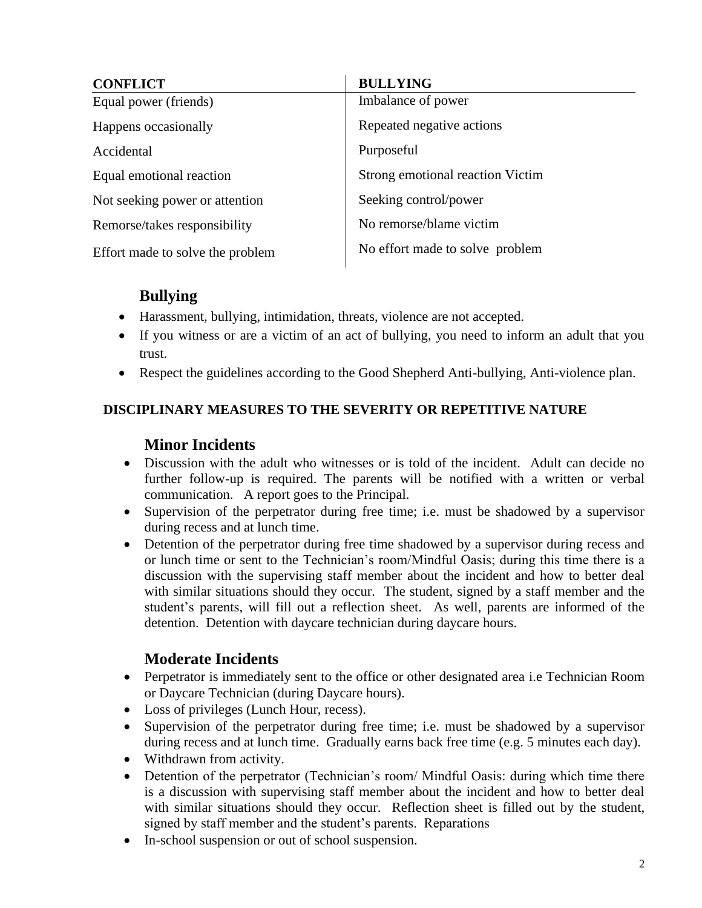| CONFLICT | BULLYING |
| --- | --- |
| Equal power (friends) | Imbalance of power |
| Happens occasionally | Repeated negative actions |
| Accidental | Purposeful |
| Equal emotional reaction | Strong emotional reaction Victim |
| Not seeking power or attention | Seeking control/power |
| Remorse/takes responsibility | No remorse/blame victim |
| Effort made to solve the problem | No effort made to solve problem |

## Bullying

- Harassment, bullying, intimidation, threats, violence are not accepted.
- If you witness or are a victim of an act of bullying, you need to inform an adult that you trust.
- Respect the guidelines according to the Good Shepherd Anti-bullying, Anti-violence plan.

**DISCIPLINARY MEASURES TO THE SEVERITY OR REPETITIVE NATURE**

## Minor Incidents

- Discussion with the adult who witnesses or is told of the incident. Adult can decide no further follow-up is required. The parents will be notified with a written or verbal communication. A report goes to the Principal.
- Supervision of the perpetrator during free time; i.e. must be shadowed by a supervisor during recess and at lunch time.
- Detention of the perpetrator during free time shadowed by a supervisor during recess and or lunch time or sent to the Technician's room/Mindful Oasis; during this time there is a discussion with the supervising staff member about the incident and how to better deal with similar situations should they occur. The student, signed by a staff member and the student's parents, will fill out a reflection sheet. As well, parents are informed of the detention. Detention with daycare technician during daycare hours.

## Moderate Incidents

- Perpetrator is immediately sent to the office or other designated area i.e Technician Room or Daycare Technician (during Daycare hours).
- Loss of privileges (Lunch Hour, recess).
- Supervision of the perpetrator during free time; i.e. must be shadowed by a supervisor during recess and at lunch time. Gradually earns back free time (e.g. 5 minutes each day).
- Withdrawn from activity.
- Detention of the perpetrator (Technician's room/ Mindful Oasis: during which time there is a discussion with supervising staff member about the incident and how to better deal with similar situations should they occur. Reflection sheet is filled out by the student, signed by staff member and the student's parents. Reparations
- In-school suspension or out of school suspension.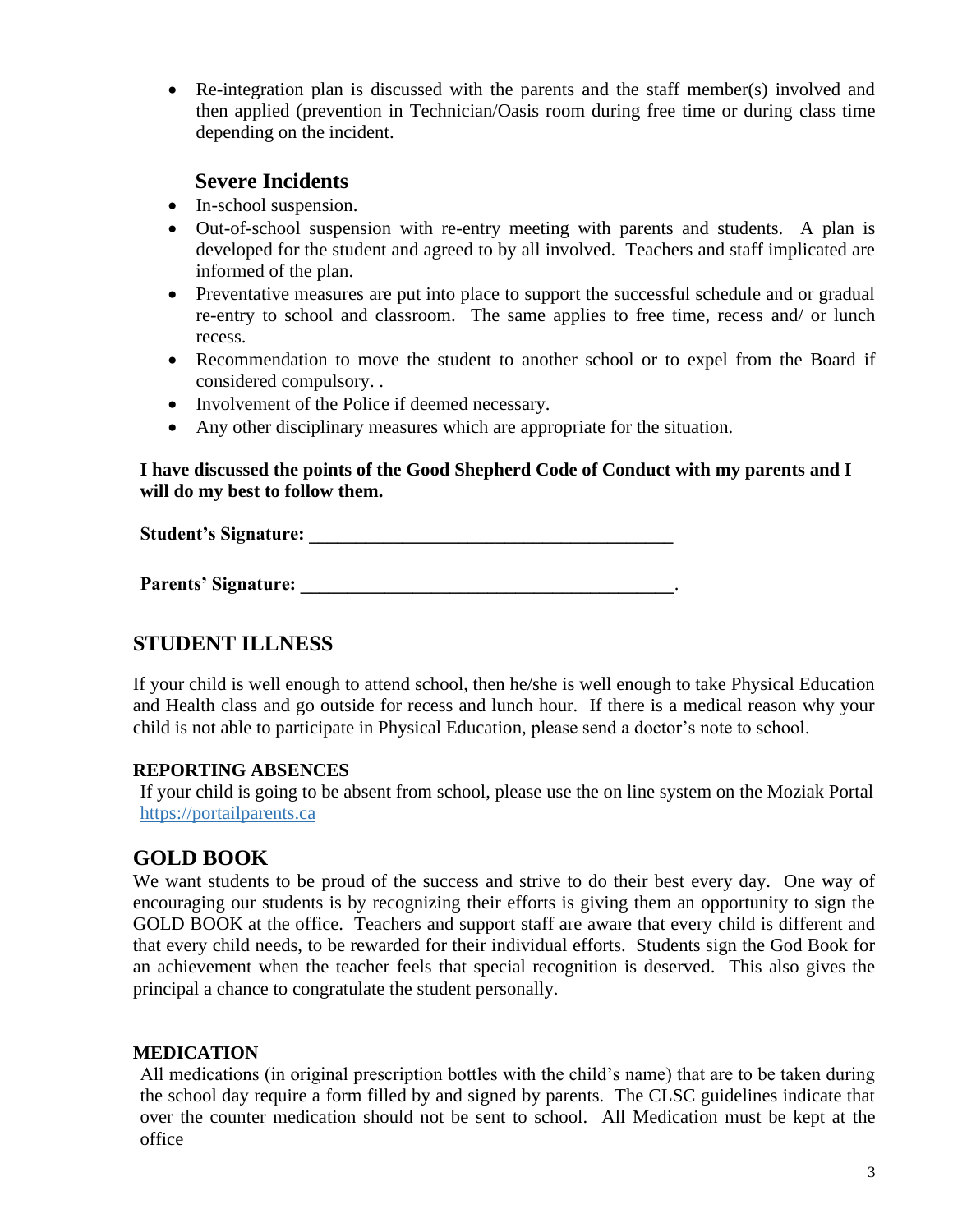- Re-integration plan is discussed with the parents and the staff member(s) involved and then applied (prevention in Technician/Oasis room during free time or during class time depending on the incident.

### Severe Incidents

- In-school suspension.
- Out-of-school suspension with re-entry meeting with parents and students. A plan is developed for the student and agreed to by all involved. Teachers and staff implicated are informed of the plan.
- Preventative measures are put into place to support the successful schedule and or gradual re-entry to school and classroom. The same applies to free time, recess and/ or lunch recess.
- Recommendation to move the student to another school or to expel from the Board if considered compulsory. .
- Involvement of the Police if deemed necessary.
- Any other disciplinary measures which are appropriate for the situation.

**I have discussed the points of the Good Shepherd Code of Conduct with my parents and I will do my best to follow them.**

**Student's Signature: ________________________________________**

**Parents' Signature: _________________________________________**.

## STUDENT ILLNESS

If your child is well enough to attend school, then he/she is well enough to take Physical Education and Health class and go outside for recess and lunch hour. If there is a medical reason why your child is not able to participate in Physical Education, please send a doctor's note to school.

### REPORTING ABSENCES

If your child is going to be absent from school, please use the on line system on the Moziak Portal https://portailparents.ca

## GOLD BOOK

We want students to be proud of the success and strive to do their best every day. One way of encouraging our students is by recognizing their efforts is giving them an opportunity to sign the GOLD BOOK at the office. Teachers and support staff are aware that every child is different and that every child needs, to be rewarded for their individual efforts. Students sign the God Book for an achievement when the teacher feels that special recognition is deserved. This also gives the principal a chance to congratulate the student personally.

### MEDICATION

All medications (in original prescription bottles with the child's name) that are to be taken during the school day require a form filled by and signed by parents. The CLSC guidelines indicate that over the counter medication should not be sent to school. All Medication must be kept at the office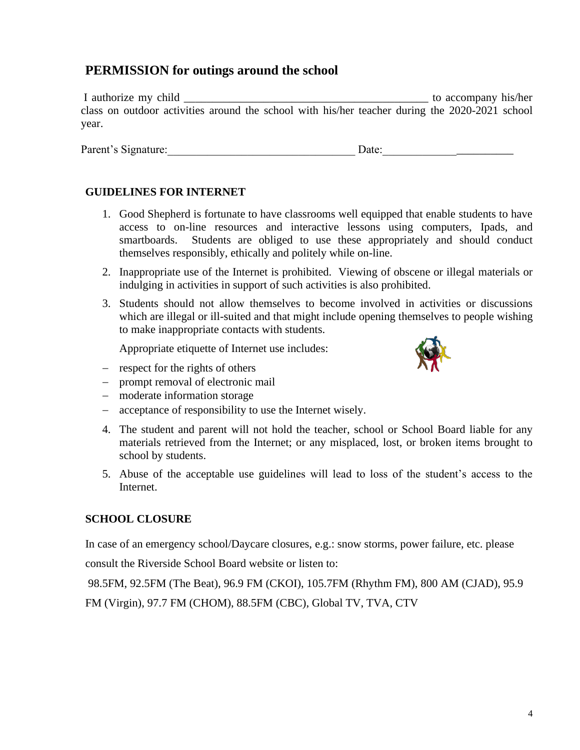## PERMISSION for outings around the school

I authorize my child ____________________________________________ to accompany his/her class on outdoor activities around the school with his/her teacher during the 2020-2021 school year.

Parent's Signature:_________________________________ Date:_______________________

### GUIDELINES FOR INTERNET

1. Good Shepherd is fortunate to have classrooms well equipped that enable students to have access to on-line resources and interactive lessons using computers, Ipads, and smartboards. Students are obliged to use these appropriately and should conduct themselves responsibly, ethically and politely while on-line.
2. Inappropriate use of the Internet is prohibited. Viewing of obscene or illegal materials or indulging in activities in support of such activities is also prohibited.
3. Students should not allow themselves to become involved in activities or discussions which are illegal or ill-suited and that might include opening themselves to people wishing to make inappropriate contacts with students.

   Appropriate etiquette of Internet use includes:

- respect for the rights of others
- prompt removal of electronic mail
- moderate information storage
- acceptance of responsibility to use the Internet wisely.

4. The student and parent will not hold the teacher, school or School Board liable for any materials retrieved from the Internet; or any misplaced, lost, or broken items brought to school by students.
5. Abuse of the acceptable use guidelines will lead to loss of the student's access to the Internet.

### SCHOOL CLOSURE

In case of an emergency school/Daycare closures, e.g.: snow storms, power failure, etc. please consult the Riverside School Board website or listen to:

98.5FM, 92.5FM (The Beat), 96.9 FM (CKOI), 105.7FM (Rhythm FM), 800 AM (CJAD), 95.9 FM (Virgin), 97.7 FM (CHOM), 88.5FM (CBC), Global TV, TVA, CTV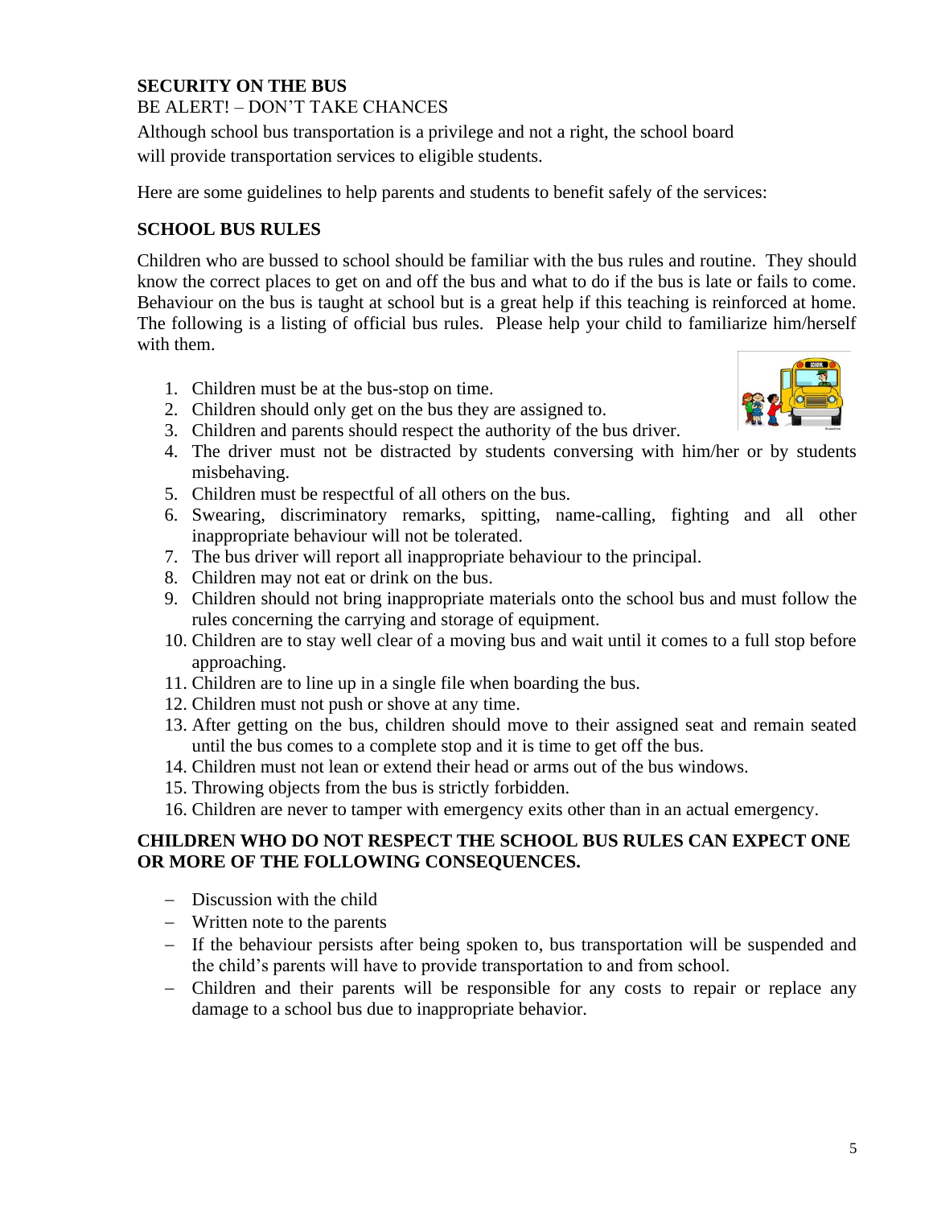**SECURITY ON THE BUS**

BE ALERT! – DON'T TAKE CHANCES

Although school bus transportation is a privilege and not a right, the school board will provide transportation services to eligible students.

Here are some guidelines to help parents and students to benefit safely of the services:

**SCHOOL BUS RULES**

Children who are bussed to school should be familiar with the bus rules and routine. They should know the correct places to get on and off the bus and what to do if the bus is late or fails to come. Behaviour on the bus is taught at school but is a great help if this teaching is reinforced at home. The following is a listing of official bus rules. Please help your child to familiarize him/herself with them.

1. Children must be at the bus-stop on time.
2. Children should only get on the bus they are assigned to.
3. Children and parents should respect the authority of the bus driver.
4. The driver must not be distracted by students conversing with him/her or by students misbehaving.
5. Children must be respectful of all others on the bus.
6. Swearing, discriminatory remarks, spitting, name-calling, fighting and all other inappropriate behaviour will not be tolerated.
7. The bus driver will report all inappropriate behaviour to the principal.
8. Children may not eat or drink on the bus.
9. Children should not bring inappropriate materials onto the school bus and must follow the rules concerning the carrying and storage of equipment.
10. Children are to stay well clear of a moving bus and wait until it comes to a full stop before approaching.
11. Children are to line up in a single file when boarding the bus.
12. Children must not push or shove at any time.
13. After getting on the bus, children should move to their assigned seat and remain seated until the bus comes to a complete stop and it is time to get off the bus.
14. Children must not lean or extend their head or arms out of the bus windows.
15. Throwing objects from the bus is strictly forbidden.
16. Children are never to tamper with emergency exits other than in an actual emergency.

**CHILDREN WHO DO NOT RESPECT THE SCHOOL BUS RULES CAN EXPECT ONE OR MORE OF THE FOLLOWING CONSEQUENCES.**

- Discussion with the child
- Written note to the parents
- If the behaviour persists after being spoken to, bus transportation will be suspended and the child's parents will have to provide transportation to and from school.
- Children and their parents will be responsible for any costs to repair or replace any damage to a school bus due to inappropriate behavior.